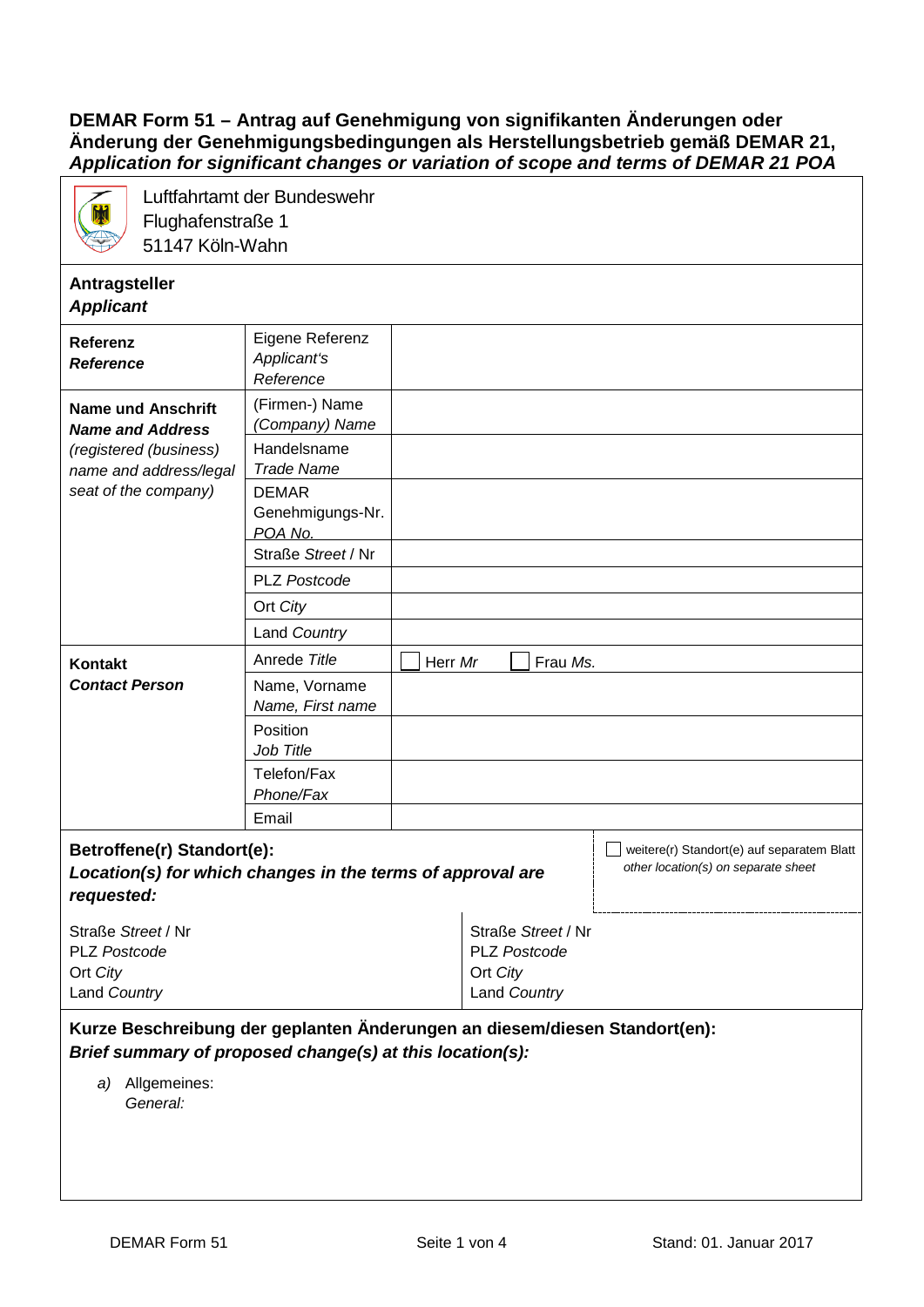# DEMAR Form 51 – Antrag auf Genehmigung von signifikanten Änderungen oder Änderung der Genehmigungsbedingungen als Herstellungsbetrieb gemäß DEMAR 21, *Application for significant changes or variation of scope and terms of DEMAR 21 POA*

Luftfahrtamt der Bundeswehr
Flughafenstraße 1
51147 Köln-Wahn

**Antragsteller**
***Applicant***

| | | |
|---|---|---|
| **Referenz** ***Reference*** | Eigene Referenz *Applicant's Reference* | |
| **Name und Anschrift** ***Name and Address*** *(registered (business) name and address/legal seat of the company)* | (Firmen-) Name *(Company) Name* | |
| | Handelsname *Trade Name* | |
| | DEMAR Genehmigungs-Nr. *POA No.* | |
| | Straße *Street* / Nr | |
| | PLZ *Postcode* | |
| | Ort *City* | |
| | Land *Country* | |
| **Kontakt** ***Contact Person*** | Anrede *Title* | ☐ Herr *Mr* ☐ Frau *Ms.* |
| | Name, Vorname *Name, First name* | |
| | Position *Job Title* | |
| | Telefon/Fax *Phone/Fax* | |
| | Email | |

**Betroffene(r) Standort(e):**
***Location(s) for which changes in the terms of approval are requested:***

☐ weitere(r) Standort(e) auf separatem Blatt *other location(s) on separate sheet*

| | |
|---|---|
| Straße *Street* / Nr | Straße *Street* / Nr |
| PLZ *Postcode* | PLZ *Postcode* |
| Ort *City* | Ort *City* |
| Land *Country* | Land *Country* |

**Kurze Beschreibung der geplanten Änderungen an diesem/diesen Standort(en):**
***Brief summary of proposed change(s) at this location(s):***

*a)* Allgemeines:
*General:*

DEMAR Form 51 — Stand: 01. Januar 2017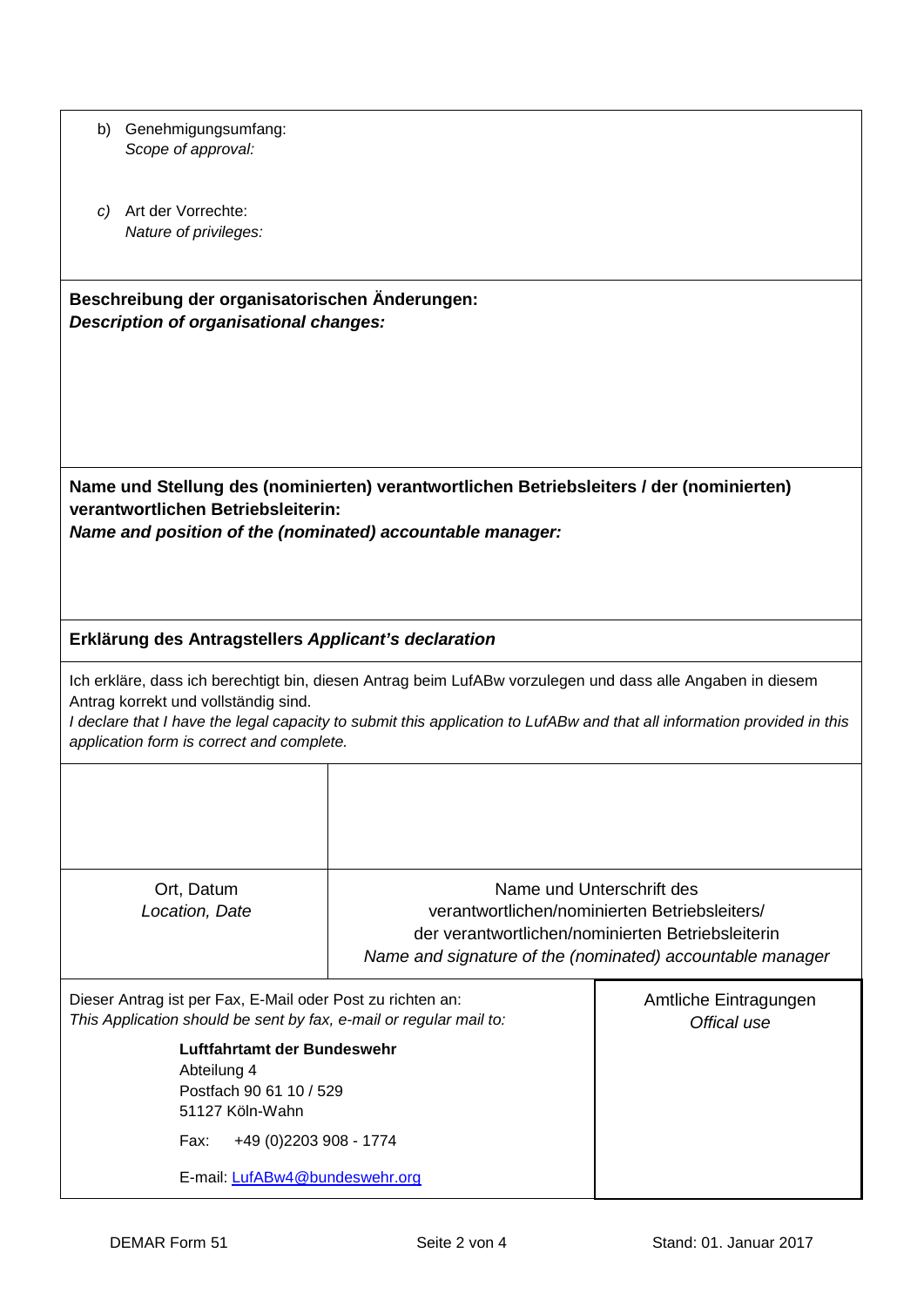b) Genehmigungsumfang:
   *Scope of approval:*

c) Art der Vorrechte:
   *Nature of privileges:*

**Beschreibung der organisatorischen Änderungen:**
***Description of organisational changes:***

**Name und Stellung des (nominierten) verantwortlichen Betriebsleiters / der (nominierten) verantwortlichen Betriebsleiterin:**
***Name and position of the (nominated) accountable manager:***

**Erklärung des Antragstellers *Applicant's declaration***

Ich erkläre, dass ich berechtigt bin, diesen Antrag beim LufABw vorzulegen und dass alle Angaben in diesem Antrag korrekt und vollständig sind.
*I declare that I have the legal capacity to submit this application to LufABw and that all information provided in this application form is correct and complete.*

| | |
|---|---|
| | |
| Ort, Datum *Location, Date* | Name und Unterschrift des verantwortlichen/nominierten Betriebsleiters/ der verantwortlichen/nominierten Betriebsleiterin *Name and signature of the (nominated) accountable manager* |

Dieser Antrag ist per Fax, E-Mail oder Post zu richten an:
*This Application should be sent by fax, e-mail or regular mail to:*

**Luftfahrtamt der Bundeswehr**
Abteilung 4
Postfach 90 61 10 / 529
51127 Köln-Wahn

Fax: +49 (0)2203 908 - 1774

E-mail: LufABw4@bundeswehr.org

Amtliche Eintragungen
*Offical use*

DEMAR Form 51 — Stand: 01. Januar 2017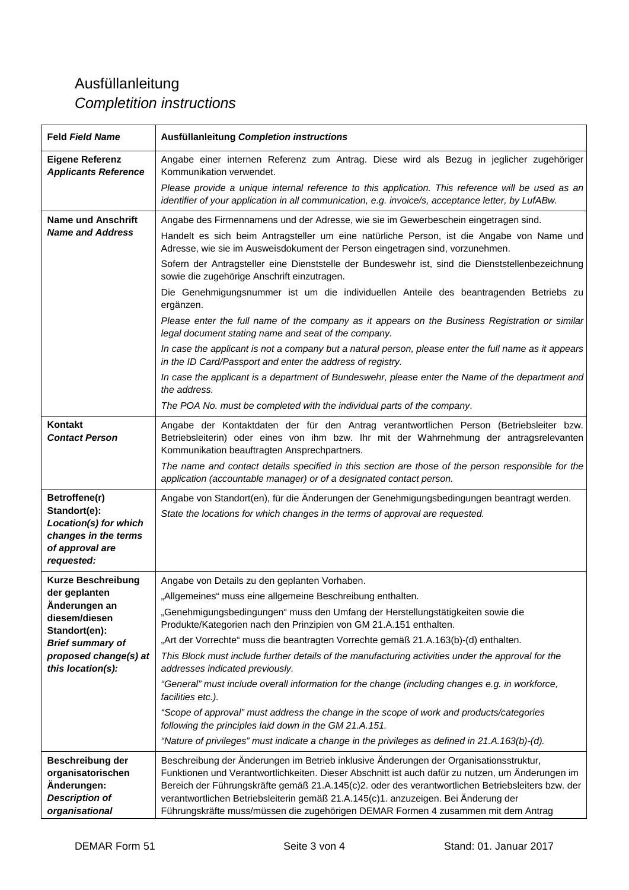# Ausfüllanleitung
*Completition instructions*

| **Feld** ***Field Name*** | **Ausfüllanleitung** ***Completion instructions*** |
|---|---|
| **Eigene Referenz** ***Applicants Reference*** | Angabe einer internen Referenz zum Antrag. Diese wird als Bezug in jeglicher zugehöriger Kommunikation verwendet.<br>*Please provide a unique internal reference to this application. This reference will be used as an identifier of your application in all communication, e.g. invoice/s, acceptance letter, by LufABw.* |
| **Name und Anschrift** ***Name and Address*** | Angabe des Firmennamens und der Adresse, wie sie im Gewerbeschein eingetragen sind.<br>Handelt es sich beim Antragsteller um eine natürliche Person, ist die Angabe von Name und Adresse, wie sie im Ausweisdokument der Person eingetragen sind, vorzunehmen.<br>Sofern der Antragsteller eine Dienststelle der Bundeswehr ist, sind die Dienststellenbezeichnung sowie die zugehörige Anschrift einzutragen.<br>Die Genehmigungsnummer ist um die individuellen Anteile des beantragenden Betriebs zu ergänzen.<br>*Please enter the full name of the company as it appears on the Business Registration or similar legal document stating name and seat of the company.*<br>*In case the applicant is not a company but a natural person, please enter the full name as it appears in the ID Card/Passport and enter the address of registry.*<br>*In case the applicant is a department of Bundeswehr, please enter the Name of the department and the address.*<br>*The POA No. must be completed with the individual parts of the company.* |
| **Kontakt** ***Contact Person*** | Angabe der Kontaktdaten der für den Antrag verantwortlichen Person (Betriebsleiter bzw. Betriebsleiterin) oder eines von ihm bzw. Ihr mit der Wahrnehmung der antragsrelevanten Kommunikation beauftragten Ansprechpartners.<br>*The name and contact details specified in this section are those of the person responsible for the application (accountable manager) or of a designated contact person.* |
| **Betroffene(r) Standort(e):** ***Location(s) for which changes in the terms of approval are requested:*** | Angabe von Standort(en), für die Änderungen der Genehmigungsbedingungen beantragt werden.<br>*State the locations for which changes in the terms of approval are requested.* |
| **Kurze Beschreibung der geplanten Änderungen an diesem/diesen Standort(en):** ***Brief summary of proposed change(s) at this location(s):*** | Angabe von Details zu den geplanten Vorhaben.<br>„Allgemeines" muss eine allgemeine Beschreibung enthalten.<br>„Genehmigungsbedingungen" muss den Umfang der Herstellungstätigkeiten sowie die Produkte/Kategorien nach den Prinzipien von GM 21.A.151 enthalten.<br>„Art der Vorrechte" muss die beantragten Vorrechte gemäß 21.A.163(b)-(d) enthalten.<br>*This Block must include further details of the manufacturing activities under the approval for the addresses indicated previously.*<br>*"General" must include overall information for the change (including changes e.g. in workforce, facilities etc.).*<br>*"Scope of approval" must address the change in the scope of work and products/categories following the principles laid down in the GM 21.A.151.*<br>*"Nature of privileges" must indicate a change in the privileges as defined in 21.A.163(b)-(d).* |
| **Beschreibung der organisatorischen Änderungen:** ***Description of organisational*** | Beschreibung der Änderungen im Betrieb inklusive Änderungen der Organisationsstruktur, Funktionen und Verantwortlichkeiten. Dieser Abschnitt ist auch dafür zu nutzen, um Änderungen im Bereich der Führungskräfte gemäß 21.A.145(c)2. oder des verantwortlichen Betriebsleiters bzw. der verantwortlichen Betriebsleiterin gemäß 21.A.145(c)1. anzuzeigen. Bei Änderung der Führungskräfte muss/müssen die zugehörigen DEMAR Formen 4 zusammen mit dem Antrag |

DEMAR Form 51 Stand: 01. Januar 2017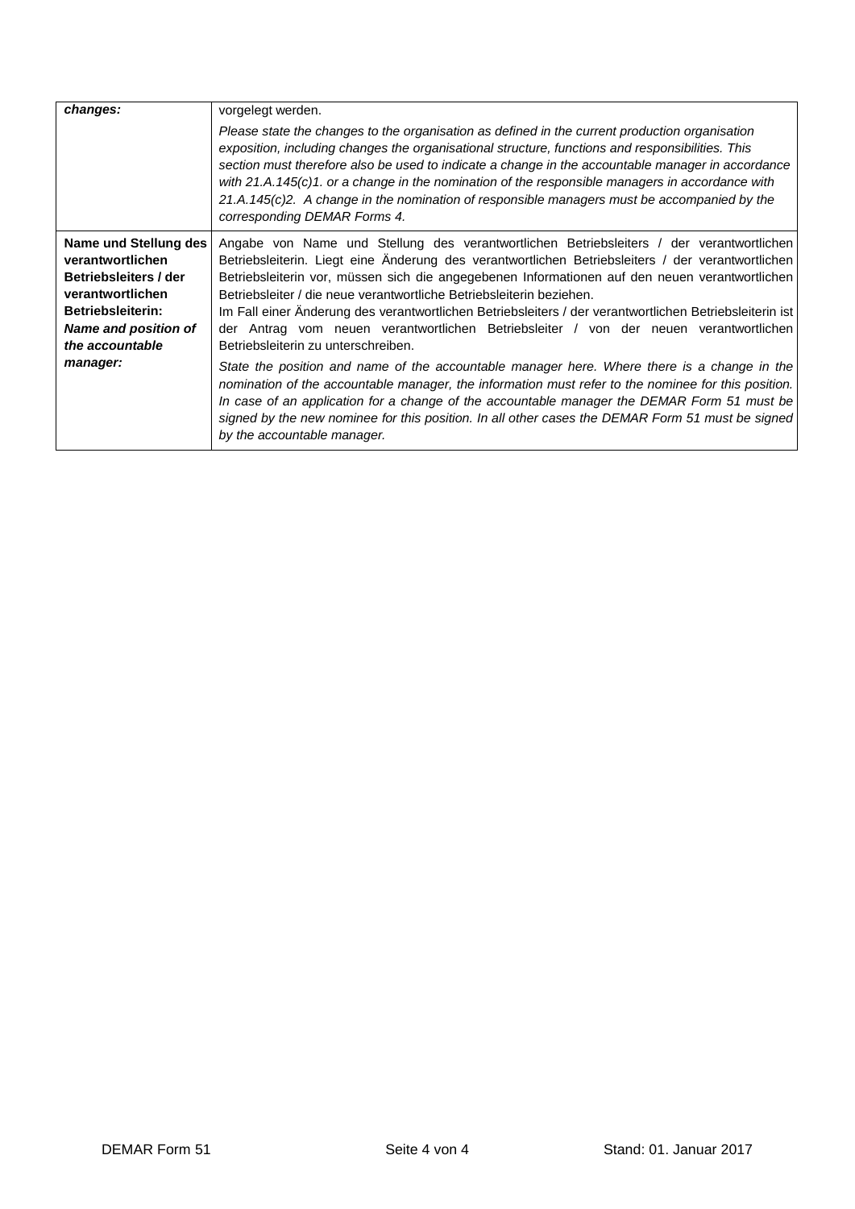| | |
|---|---|
| ***changes:*** | vorgelegt werden.<br><br>*Please state the changes to the organisation as defined in the current production organisation exposition, including changes the organisational structure, functions and responsibilities. This section must therefore also be used to indicate a change in the accountable manager in accordance with 21.A.145(c)1. or a change in the nomination of the responsible managers in accordance with 21.A.145(c)2. A change in the nomination of responsible managers must be accompanied by the corresponding DEMAR Forms 4.* |
| **Name und Stellung des verantwortlichen Betriebsleiters / der verantwortlichen Betriebsleiterin:**<br>***Name and position of the accountable manager:*** | Angabe von Name und Stellung des verantwortlichen Betriebsleiters / der verantwortlichen Betriebsleiterin. Liegt eine Änderung des verantwortlichen Betriebsleiters / der verantwortlichen Betriebsleiterin vor, müssen sich die angegebenen Informationen auf den neuen verantwortlichen Betriebsleiter / die neue verantwortliche Betriebsleiterin beziehen.<br>Im Fall einer Änderung des verantwortlichen Betriebsleiters / der verantwortlichen Betriebsleiterin ist der Antrag vom neuen verantwortlichen Betriebsleiter / von der neuen verantwortlichen Betriebsleiterin zu unterschreiben.<br><br>*State the position and name of the accountable manager here. Where there is a change in the nomination of the accountable manager, the information must refer to the nominee for this position. In case of an application for a change of the accountable manager the DEMAR Form 51 must be signed by the new nominee for this position. In all other cases the DEMAR Form 51 must be signed by the accountable manager.* |